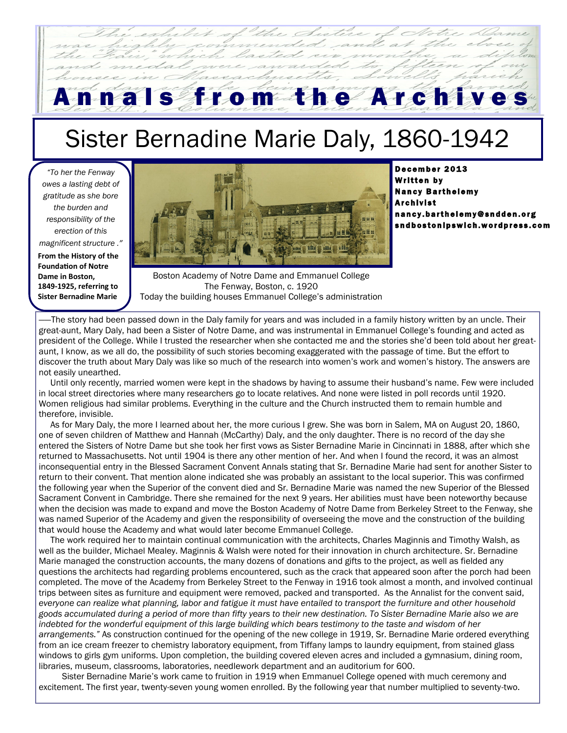# Annals from the Archives

## Sister Bernadine Marie Daly, 1860-1942

*"To her the Fenway owes a lasting debt of gratitude as she bore the burden and responsibility of the erection of this magnificent structure ."*

**From the History of the Foundation of Notre Dame in Boston, 1849-1925, referring to Sister Bernadine Marie**

Boston Academy of Notre Dame and Emmanuel College
The Fenway, Boston, c. 1920
Today the building houses Emmanuel College's administration

**December 2013**
**Written by**
**Nancy Barthelemy**
**Archivist**
**nancy.barthelemy@sndden.org**
**sndbostonipswich.wordpress.com**

—The story had been passed down in the Daly family for years and was included in a family history written by an uncle. Their great-aunt, Mary Daly, had been a Sister of Notre Dame, and was instrumental in Emmanuel College's founding and acted as president of the College. While I trusted the researcher when she contacted me and the stories she'd been told about her great-aunt, I know, as we all do, the possibility of such stories becoming exaggerated with the passage of time. But the effort to discover the truth about Mary Daly was like so much of the research into women's work and women's history. The answers are not easily unearthed.

Until only recently, married women were kept in the shadows by having to assume their husband's name. Few were included in local street directories where many researchers go to locate relatives. And none were listed in poll records until 1920. Women religious had similar problems. Everything in the culture and the Church instructed them to remain humble and therefore, invisible.

As for Mary Daly, the more I learned about her, the more curious I grew. She was born in Salem, MA on August 20, 1860, one of seven children of Matthew and Hannah (McCarthy) Daly, and the only daughter. There is no record of the day she entered the Sisters of Notre Dame but she took her first vows as Sister Bernadine Marie in Cincinnati in 1888, after which she returned to Massachusetts. Not until 1904 is there any other mention of her. And when I found the record, it was an almost inconsequential entry in the Blessed Sacrament Convent Annals stating that Sr. Bernadine Marie had sent for another Sister to return to their convent. That mention alone indicated she was probably an assistant to the local superior. This was confirmed the following year when the Superior of the convent died and Sr. Bernadine Marie was named the new Superior of the Blessed Sacrament Convent in Cambridge. There she remained for the next 9 years. Her abilities must have been noteworthy because when the decision was made to expand and move the Boston Academy of Notre Dame from Berkeley Street to the Fenway, she was named Superior of the Academy and given the responsibility of overseeing the move and the construction of the building that would house the Academy and what would later become Emmanuel College.

The work required her to maintain continual communication with the architects, Charles Maginnis and Timothy Walsh, as well as the builder, Michael Mealey. Maginnis & Walsh were noted for their innovation in church architecture. Sr. Bernadine Marie managed the construction accounts, the many dozens of donations and gifts to the project, as well as fielded any questions the architects had regarding problems encountered, such as the crack that appeared soon after the porch had been completed. The move of the Academy from Berkeley Street to the Fenway in 1916 took almost a month, and involved continual trips between sites as furniture and equipment were removed, packed and transported. As the Annalist for the convent said, *everyone can realize what planning, labor and fatigue it must have entailed to transport the furniture and other household goods accumulated during a period of more than fifty years to their new destination. To Sister Bernadine Marie also we are indebted for the wonderful equipment of this large building which bears testimony to the taste and wisdom of her arrangements."* As construction continued for the opening of the new college in 1919, Sr. Bernadine Marie ordered everything from an ice cream freezer to chemistry laboratory equipment, from Tiffany lamps to laundry equipment, from stained glass windows to girls gym uniforms. Upon completion, the building covered eleven acres and included a gymnasium, dining room, libraries, museum, classrooms, laboratories, needlework department and an auditorium for 600.

Sister Bernadine Marie's work came to fruition in 1919 when Emmanuel College opened with much ceremony and excitement. The first year, twenty-seven young women enrolled. By the following year that number multiplied to seventy-two.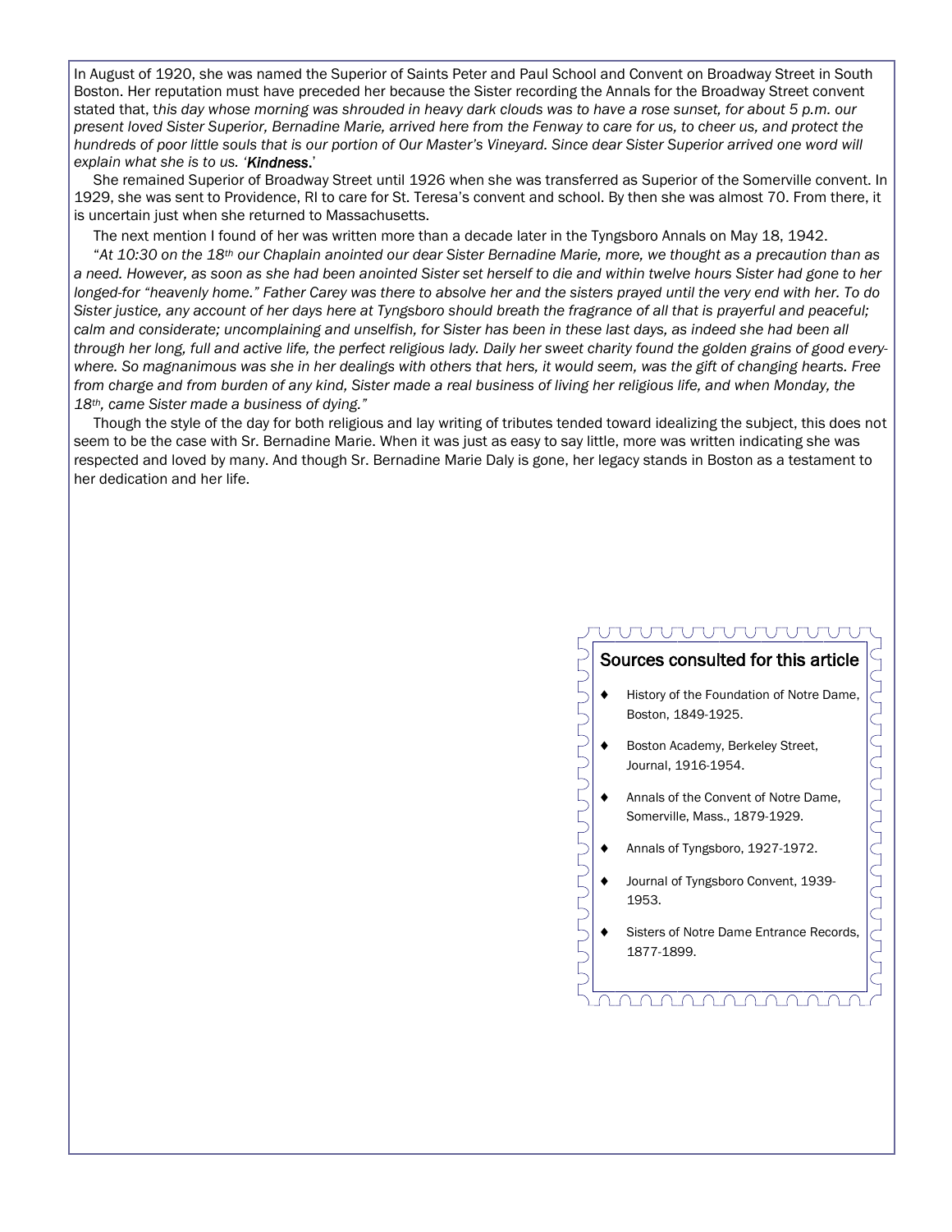In August of 1920, she was named the Superior of Saints Peter and Paul School and Convent on Broadway Street in South Boston. Her reputation must have preceded her because the Sister recording the Annals for the Broadway Street convent stated that, t*his day whose morning was shrouded in heavy dark clouds was to have a rose sunset, for about 5 p.m. our present loved Sister Superior, Bernadine Marie, arrived here from the Fenway to care for us, to cheer us, and protect the hundreds of poor little souls that is our portion of Our Master's Vineyard. Since dear Sister Superior arrived one word will explain what she is to us. '**Kindness**.'*

She remained Superior of Broadway Street until 1926 when she was transferred as Superior of the Somerville convent. In 1929, she was sent to Providence, RI to care for St. Teresa's convent and school. By then she was almost 70. From there, it is uncertain just when she returned to Massachusetts.

The next mention I found of her was written more than a decade later in the Tyngsboro Annals on May 18, 1942.

*"At 10:30 on the 18th our Chaplain anointed our dear Sister Bernadine Marie, more, we thought as a precaution than as a need. However, as soon as she had been anointed Sister set herself to die and within twelve hours Sister had gone to her longed-for "heavenly home." Father Carey was there to absolve her and the sisters prayed until the very end with her. To do Sister justice, any account of her days here at Tyngsboro should breath the fragrance of all that is prayerful and peaceful; calm and considerate; uncomplaining and unselfish, for Sister has been in these last days, as indeed she had been all through her long, full and active life, the perfect religious lady. Daily her sweet charity found the golden grains of good everywhere. So magnanimous was she in her dealings with others that hers, it would seem, was the gift of changing hearts. Free from charge and from burden of any kind, Sister made a real business of living her religious life, and when Monday, the 18th, came Sister made a business of dying."*

Though the style of the day for both religious and lay writing of tributes tended toward idealizing the subject, this does not seem to be the case with Sr. Bernadine Marie. When it was just as easy to say little, more was written indicating she was respected and loved by many. And though Sr. Bernadine Marie Daly is gone, her legacy stands in Boston as a testament to her dedication and her life.

### Sources consulted for this article

- History of the Foundation of Notre Dame, Boston, 1849-1925.
- Boston Academy, Berkeley Street, Journal, 1916-1954.
- Annals of the Convent of Notre Dame, Somerville, Mass., 1879-1929.
- Annals of Tyngsboro, 1927-1972.
- Journal of Tyngsboro Convent, 1939-1953.
- Sisters of Notre Dame Entrance Records, 1877-1899.